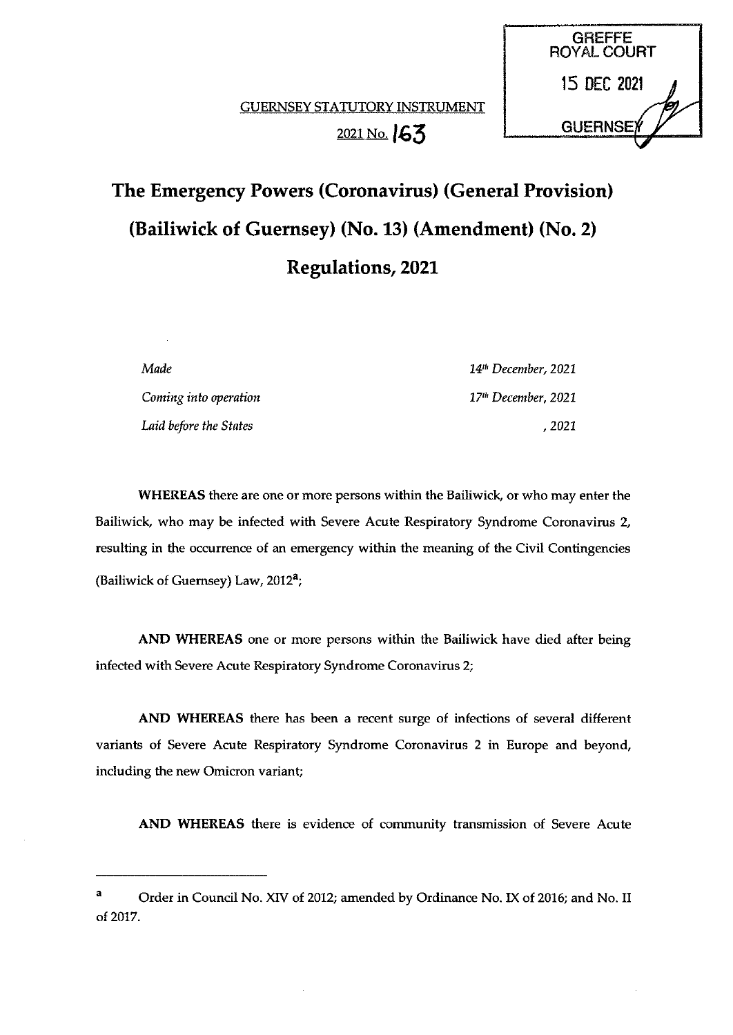GREFFE
ROYAL COURT
15 DEC 2021
GUERNSEY

GUERNSEY STATUTORY INSTRUMENT

2021 No. 163

# The Emergency Powers (Coronavirus) (General Provision) (Bailiwick of Guernsey) (No. 13) (Amendment) (No. 2) Regulations, 2021

| | |
|---|---|
| *Made* | *14th December, 2021* |
| *Coming into operation* | *17th December, 2021* |
| *Laid before the States* | *, 2021* |

**WHEREAS** there are one or more persons within the Bailiwick, or who may enter the Bailiwick, who may be infected with Severe Acute Respiratory Syndrome Coronavirus 2, resulting in the occurrence of an emergency within the meaning of the Civil Contingencies (Bailiwick of Guernsey) Law, 2012[a];

**AND WHEREAS** one or more persons within the Bailiwick have died after being infected with Severe Acute Respiratory Syndrome Coronavirus 2;

**AND WHEREAS** there has been a recent surge of infections of several different variants of Severe Acute Respiratory Syndrome Coronavirus 2 in Europe and beyond, including the new Omicron variant;

**AND WHEREAS** there is evidence of community transmission of Severe Acute

---

[a] Order in Council No. XIV of 2012; amended by Ordinance No. IX of 2016; and No. II of 2017.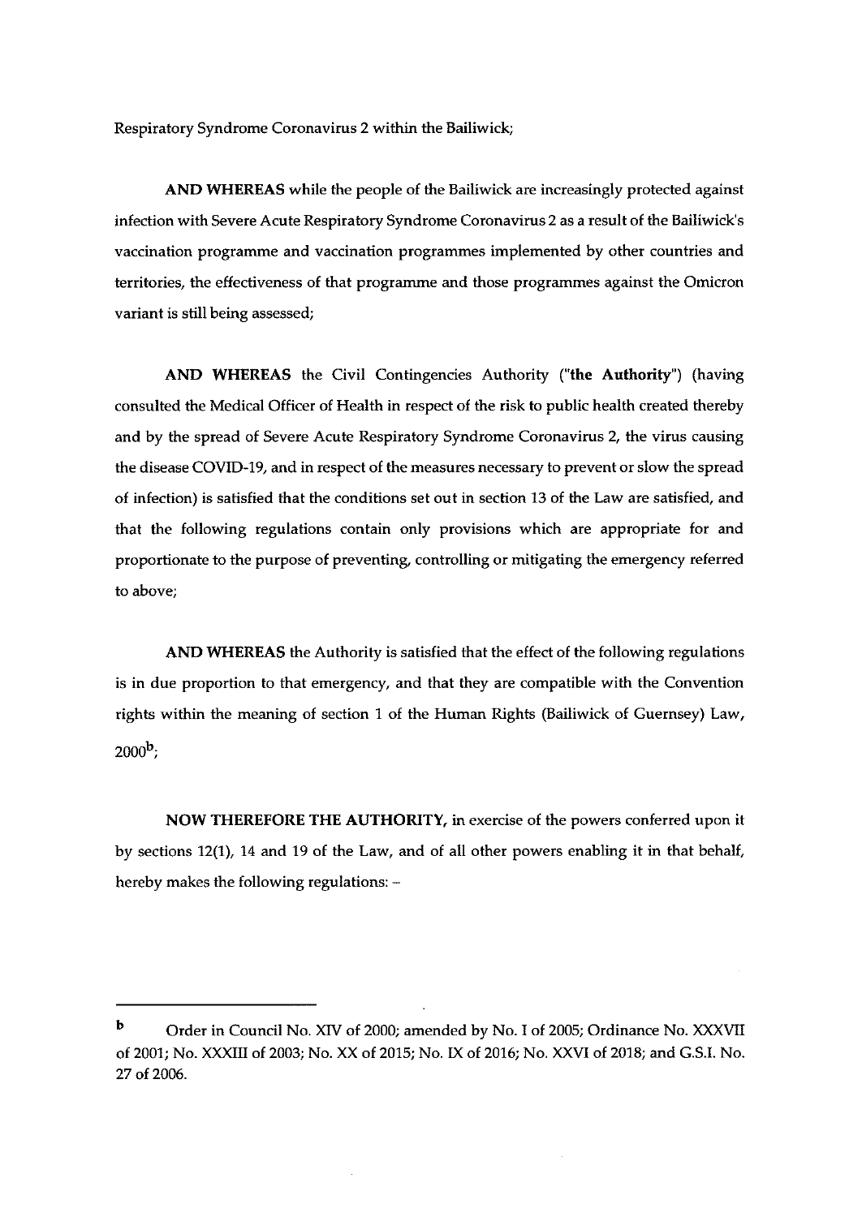Respiratory Syndrome Coronavirus 2 within the Bailiwick;

**AND WHEREAS** while the people of the Bailiwick are increasingly protected against infection with Severe Acute Respiratory Syndrome Coronavirus 2 as a result of the Bailiwick's vaccination programme and vaccination programmes implemented by other countries and territories, the effectiveness of that programme and those programmes against the Omicron variant is still being assessed;

**AND WHEREAS** the Civil Contingencies Authority ("**the Authority**") (having consulted the Medical Officer of Health in respect of the risk to public health created thereby and by the spread of Severe Acute Respiratory Syndrome Coronavirus 2, the virus causing the disease COVID-19, and in respect of the measures necessary to prevent or slow the spread of infection) is satisfied that the conditions set out in section 13 of the Law are satisfied, and that the following regulations contain only provisions which are appropriate for and proportionate to the purpose of preventing, controlling or mitigating the emergency referred to above;

**AND WHEREAS** the Authority is satisfied that the effect of the following regulations is in due proportion to that emergency, and that they are compatible with the Convention rights within the meaning of section 1 of the Human Rights (Bailiwick of Guernsey) Law, 2000[b];

**NOW THEREFORE THE AUTHORITY,** in exercise of the powers conferred upon it by sections 12(1), 14 and 19 of the Law, and of all other powers enabling it in that behalf, hereby makes the following regulations: –

---

[b] Order in Council No. XIV of 2000; amended by No. I of 2005; Ordinance No. XXXVII of 2001; No. XXXIII of 2003; No. XX of 2015; No. IX of 2016; No. XXVI of 2018; and G.S.I. No. 27 of 2006.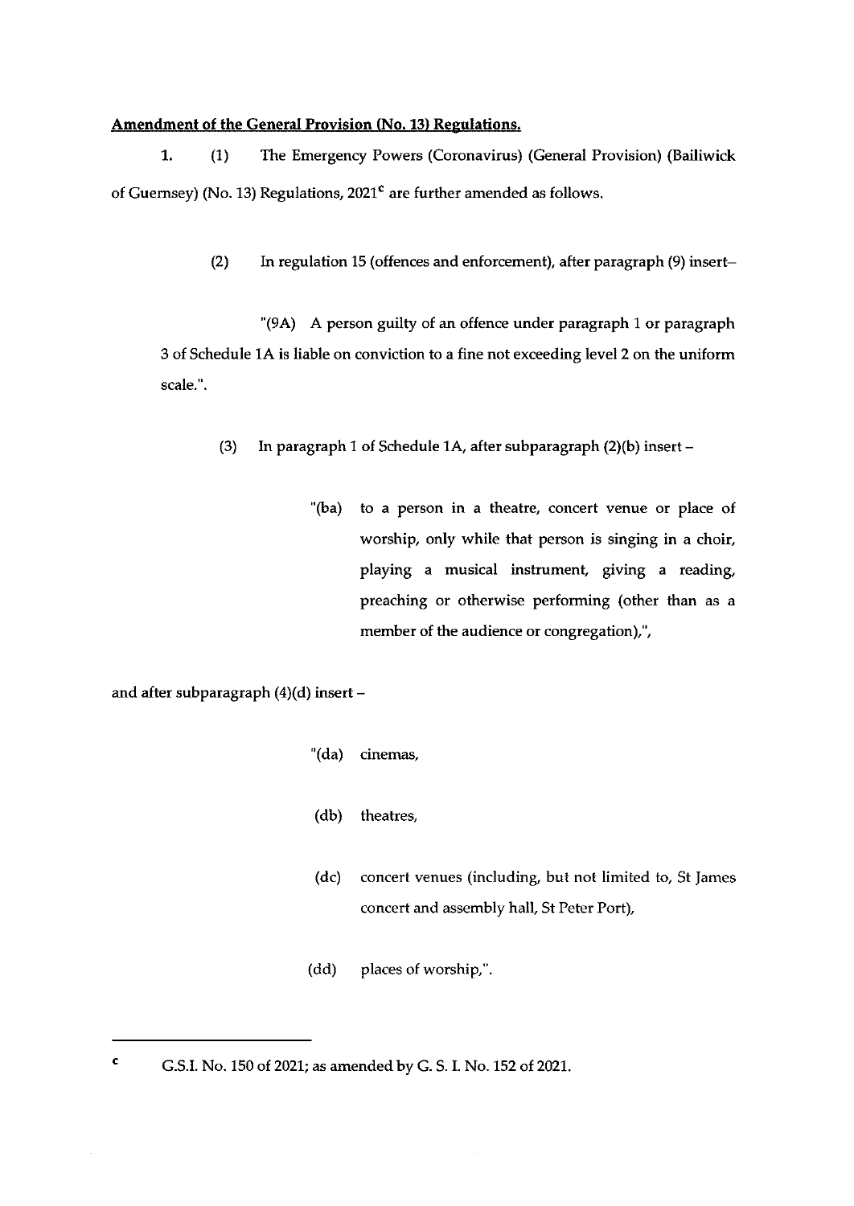**Amendment of the General Provision (No. 13) Regulations.**

1. (1) The Emergency Powers (Coronavirus) (General Provision) (Bailiwick of Guernsey) (No. 13) Regulations, 2021[c] are further amended as follows.

(2) In regulation 15 (offences and enforcement), after paragraph (9) insert–

"(9A) A person guilty of an offence under paragraph 1 or paragraph 3 of Schedule 1A is liable on conviction to a fine not exceeding level 2 on the uniform scale.".

(3) In paragraph 1 of Schedule 1A, after subparagraph (2)(b) insert –

"(ba) to a person in a theatre, concert venue or place of worship, only while that person is singing in a choir, playing a musical instrument, giving a reading, preaching or otherwise performing (other than as a member of the audience or congregation),",

and after subparagraph (4)(d) insert –

"(da) cinemas,

(db) theatres,

(dc) concert venues (including, but not limited to, St James concert and assembly hall, St Peter Port),

(dd) places of worship,".

---

[c] G.S.I. No. 150 of 2021; as amended by G. S. I. No. 152 of 2021.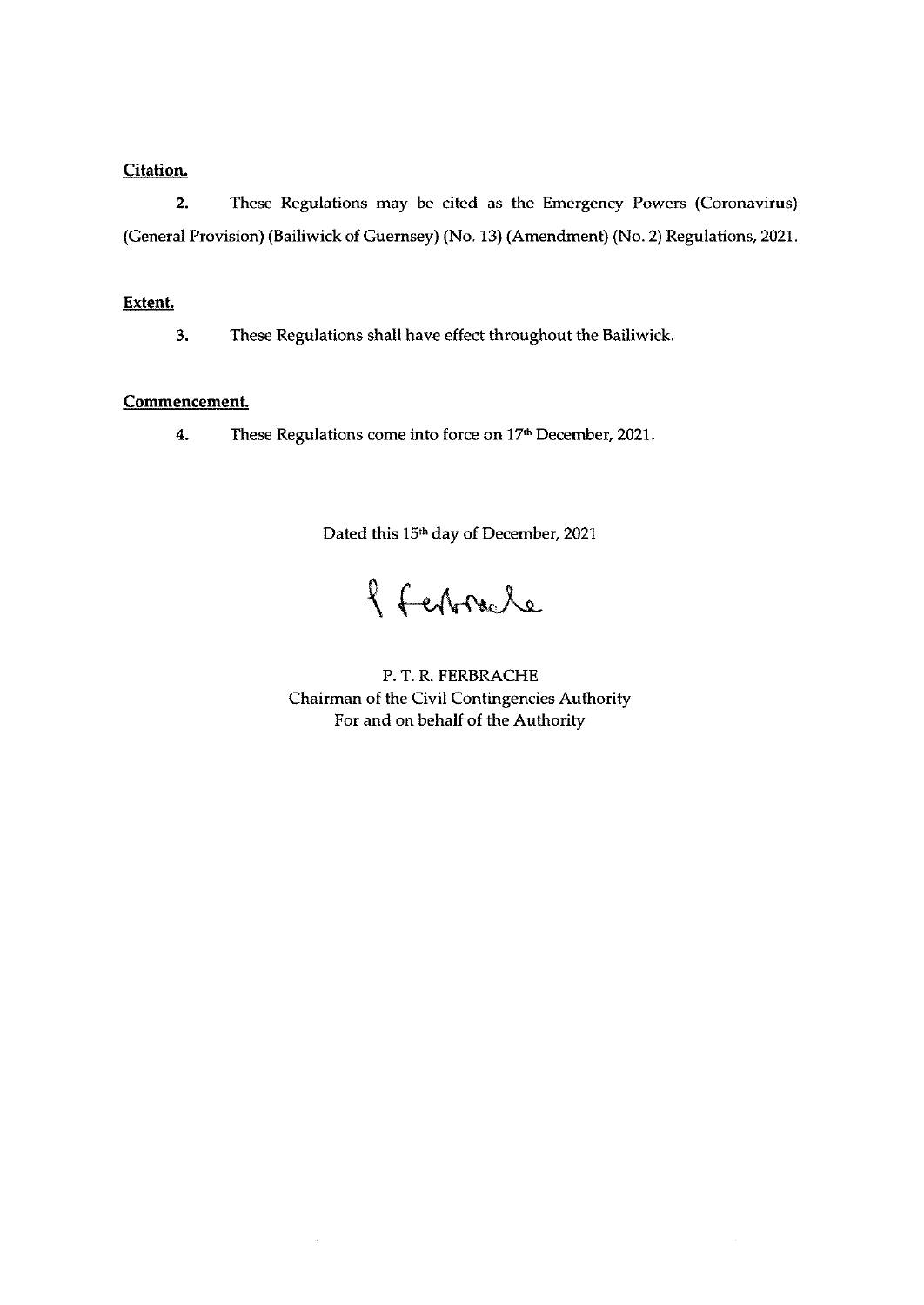**Citation.**

**2.** These Regulations may be cited as the Emergency Powers (Coronavirus) (General Provision) (Bailiwick of Guernsey) (No. 13) (Amendment) (No. 2) Regulations, 2021.

**Extent.**

**3.** These Regulations shall have effect throughout the Bailiwick.

**Commencement.**

**4.** These Regulations come into force on 17th December, 2021.

Dated this 15th day of December, 2021

P. T. R. FERBRACHE
Chairman of the Civil Contingencies Authority
For and on behalf of the Authority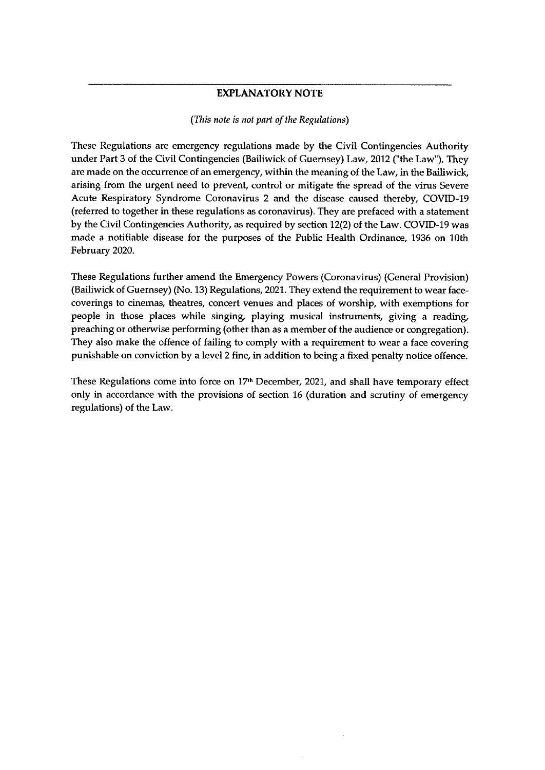## EXPLANATORY NOTE

*(This note is not part of the Regulations)*

These Regulations are emergency regulations made by the Civil Contingencies Authority under Part 3 of the Civil Contingencies (Bailiwick of Guernsey) Law, 2012 ("the Law"). They are made on the occurrence of an emergency, within the meaning of the Law, in the Bailiwick, arising from the urgent need to prevent, control or mitigate the spread of the virus Severe Acute Respiratory Syndrome Coronavirus 2 and the disease caused thereby, COVID-19 (referred to together in these regulations as coronavirus). They are prefaced with a statement by the Civil Contingencies Authority, as required by section 12(2) of the Law. COVID-19 was made a notifiable disease for the purposes of the Public Health Ordinance, 1936 on 10th February 2020.

These Regulations further amend the Emergency Powers (Coronavirus) (General Provision) (Bailiwick of Guernsey) (No. 13) Regulations, 2021. They extend the requirement to wear face-coverings to cinemas, theatres, concert venues and places of worship, with exemptions for people in those places while singing, playing musical instruments, giving a reading, preaching or otherwise performing (other than as a member of the audience or congregation). They also make the offence of failing to comply with a requirement to wear a face covering punishable on conviction by a level 2 fine, in addition to being a fixed penalty notice offence.

These Regulations come into force on 17th December, 2021, and shall have temporary effect only in accordance with the provisions of section 16 (duration and scrutiny of emergency regulations) of the Law.